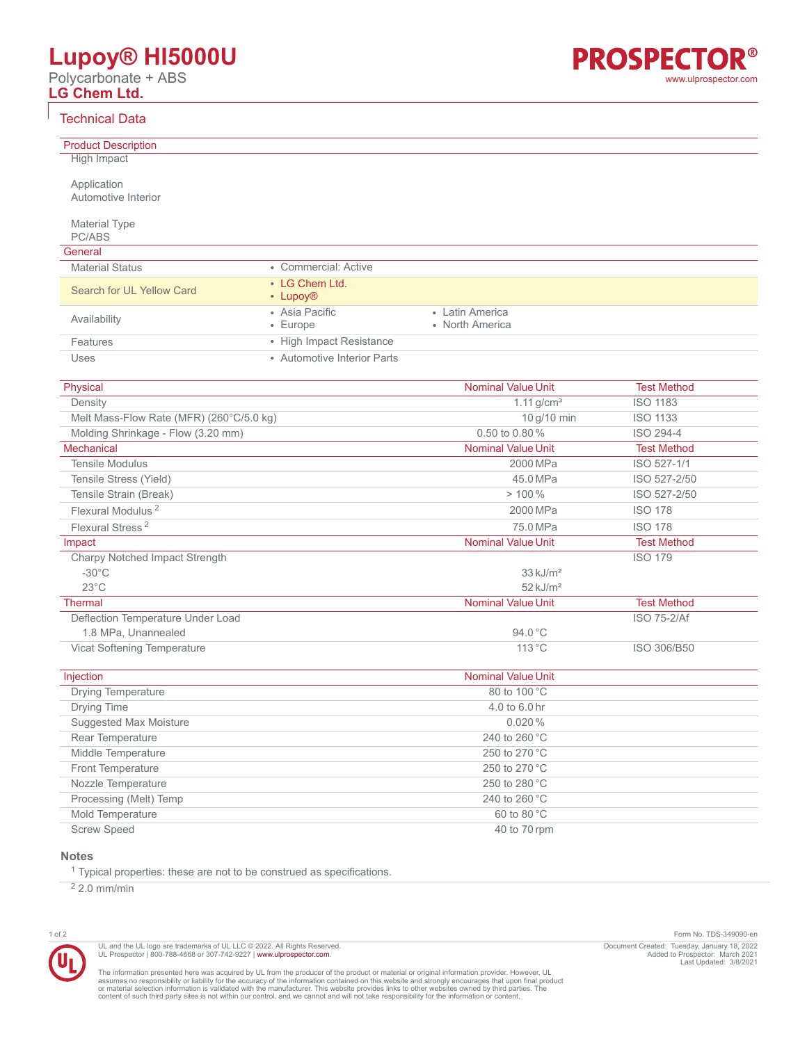# Lupoy® HI5000U

Polycarbonate + ABS

**LG Chem Ltd.**

## Technical Data

### Product Description

High Impact

Application
Automotive Interior

Material Type
PC/ABS

### General

| | |
|---|---|
| Material Status | • Commercial: Active |
| Search for UL Yellow Card | • LG Chem Ltd.<br>• Lupoy® |
| Availability | • Asia Pacific<br>• Europe<br>• Latin America<br>• North America |
| Features | • High Impact Resistance |
| Uses | • Automotive Interior Parts |

| Physical | Nominal Value | Unit | Test Method |
|---|---|---|---|
| Density | 1.11 | g/cm³ | ISO 1183 |
| Melt Mass-Flow Rate (MFR) (260°C/5.0 kg) | 10 | g/10 min | ISO 1133 |
| Molding Shrinkage - Flow (3.20 mm) | 0.50 to 0.80 | % | ISO 294-4 |
| **Mechanical** | **Nominal Value** | **Unit** | **Test Method** |
| Tensile Modulus | 2000 | MPa | ISO 527-1/1 |
| Tensile Stress (Yield) | 45.0 | MPa | ISO 527-2/50 |
| Tensile Strain (Break) | > 100 | % | ISO 527-2/50 |
| Flexural Modulus [2] | 2000 | MPa | ISO 178 |
| Flexural Stress [2] | 75.0 | MPa | ISO 178 |
| **Impact** | **Nominal Value** | **Unit** | **Test Method** |
| Charpy Notched Impact Strength | | | ISO 179 |
| -30°C | 33 | kJ/m² | |
| 23°C | 52 | kJ/m² | |
| **Thermal** | **Nominal Value** | **Unit** | **Test Method** |
| Deflection Temperature Under Load | | | ISO 75-2/Af |
| 1.8 MPa, Unannealed | 94.0 | °C | |
| Vicat Softening Temperature | 113 | °C | ISO 306/B50 |

| Injection | Nominal Value | Unit |
|---|---|---|
| Drying Temperature | 80 to 100 | °C |
| Drying Time | 4.0 to 6.0 | hr |
| Suggested Max Moisture | 0.020 | % |
| Rear Temperature | 240 to 260 | °C |
| Middle Temperature | 250 to 270 | °C |
| Front Temperature | 250 to 270 | °C |
| Nozzle Temperature | 250 to 280 | °C |
| Processing (Melt) Temp | 240 to 260 | °C |
| Mold Temperature | 60 to 80 | °C |
| Screw Speed | 40 to 70 | rpm |

### Notes

[1] Typical properties: these are not to be construed as specifications.

[2] 2.0 mm/min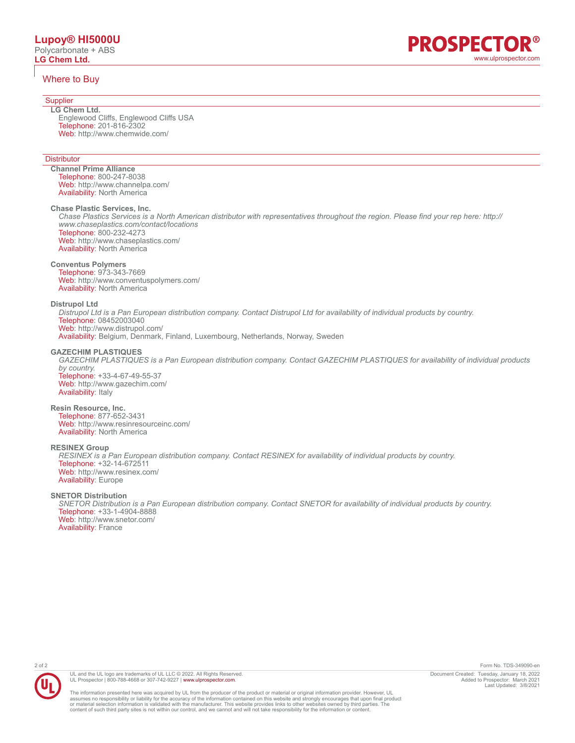## Where to Buy

### Supplier

**LG Chem Ltd.**
Englewood Cliffs, Englewood Cliffs USA
Telephone: 201-816-2302
Web: http://www.chemwide.com/

### Distributor

**Channel Prime Alliance**
Telephone: 800-247-8038
Web: http://www.channelpa.com/
Availability: North America

**Chase Plastic Services, Inc.**
*Chase Plastics Services is a North American distributor with representatives throughout the region. Please find your rep here: http://www.chaseplastics.com/contact/locations*
Telephone: 800-232-4273
Web: http://www.chaseplastics.com/
Availability: North America

**Conventus Polymers**
Telephone: 973-343-7669
Web: http://www.conventuspolymers.com/
Availability: North America

**Distrupol Ltd**
*Distrupol Ltd is a Pan European distribution company. Contact Distrupol Ltd for availability of individual products by country.*
Telephone: 08452003040
Web: http://www.distrupol.com/
Availability: Belgium, Denmark, Finland, Luxembourg, Netherlands, Norway, Sweden

**GAZECHIM PLASTIQUES**
*GAZECHIM PLASTIQUES is a Pan European distribution company. Contact GAZECHIM PLASTIQUES for availability of individual products by country.*
Telephone: +33-4-67-49-55-37
Web: http://www.gazechim.com/
Availability: Italy

**Resin Resource, Inc.**
Telephone: 877-652-3431
Web: http://www.resinresourceinc.com/
Availability: North America

**RESINEX Group**
*RESINEX is a Pan European distribution company. Contact RESINEX for availability of individual products by country.*
Telephone: +32-14-672511
Web: http://www.resinex.com/
Availability: Europe

**SNETOR Distribution**
*SNETOR Distribution is a Pan European distribution company. Contact SNETOR for availability of individual products by country.*
Telephone: +33-1-4904-8888
Web: http://www.snetor.com/
Availability: France